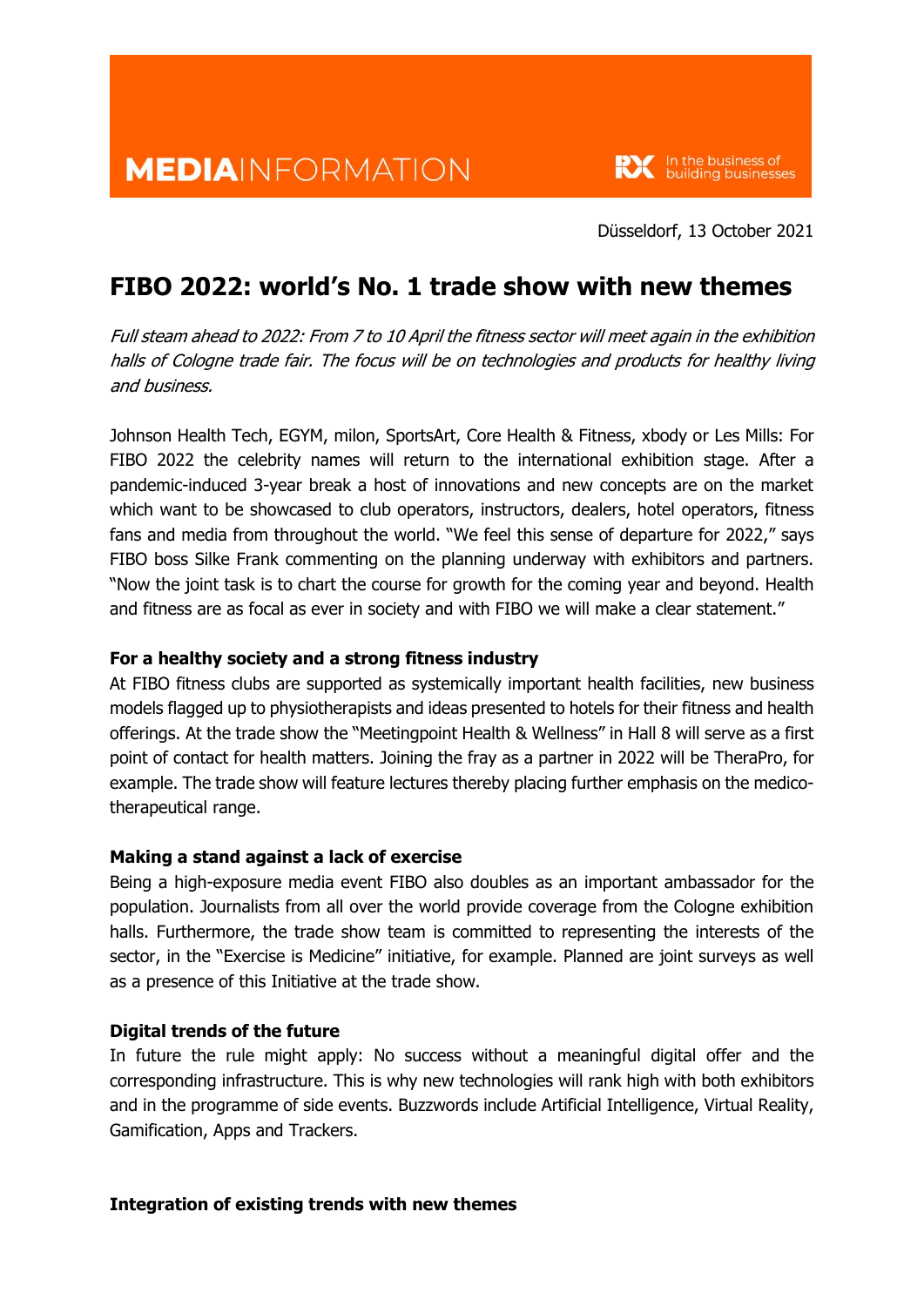**MEDIA**INFORMATION

In the business of building businesses

Düsseldorf, 13 October 2021

# FIBO 2022: world's No. 1 trade show with new themes

*Full steam ahead to 2022: From 7 to 10 April the fitness sector will meet again in the exhibition halls of Cologne trade fair. The focus will be on technologies and products for healthy living and business.*

Johnson Health Tech, EGYM, milon, SportsArt, Core Health & Fitness, xbody or Les Mills: For FIBO 2022 the celebrity names will return to the international exhibition stage. After a pandemic-induced 3-year break a host of innovations and new concepts are on the market which want to be showcased to club operators, instructors, dealers, hotel operators, fitness fans and media from throughout the world. "We feel this sense of departure for 2022," says FIBO boss Silke Frank commenting on the planning underway with exhibitors and partners. "Now the joint task is to chart the course for growth for the coming year and beyond. Health and fitness are as focal as ever in society and with FIBO we will make a clear statement."

**For a healthy society and a strong fitness industry**

At FIBO fitness clubs are supported as systemically important health facilities, new business models flagged up to physiotherapists and ideas presented to hotels for their fitness and health offerings. At the trade show the "Meetingpoint Health & Wellness" in Hall 8 will serve as a first point of contact for health matters. Joining the fray as a partner in 2022 will be TheraPro, for example. The trade show will feature lectures thereby placing further emphasis on the medico-therapeutical range.

**Making a stand against a lack of exercise**

Being a high-exposure media event FIBO also doubles as an important ambassador for the population. Journalists from all over the world provide coverage from the Cologne exhibition halls. Furthermore, the trade show team is committed to representing the interests of the sector, in the "Exercise is Medicine" initiative, for example. Planned are joint surveys as well as a presence of this Initiative at the trade show.

**Digital trends of the future**

In future the rule might apply: No success without a meaningful digital offer and the corresponding infrastructure. This is why new technologies will rank high with both exhibitors and in the programme of side events. Buzzwords include Artificial Intelligence, Virtual Reality, Gamification, Apps and Trackers.

**Integration of existing trends with new themes**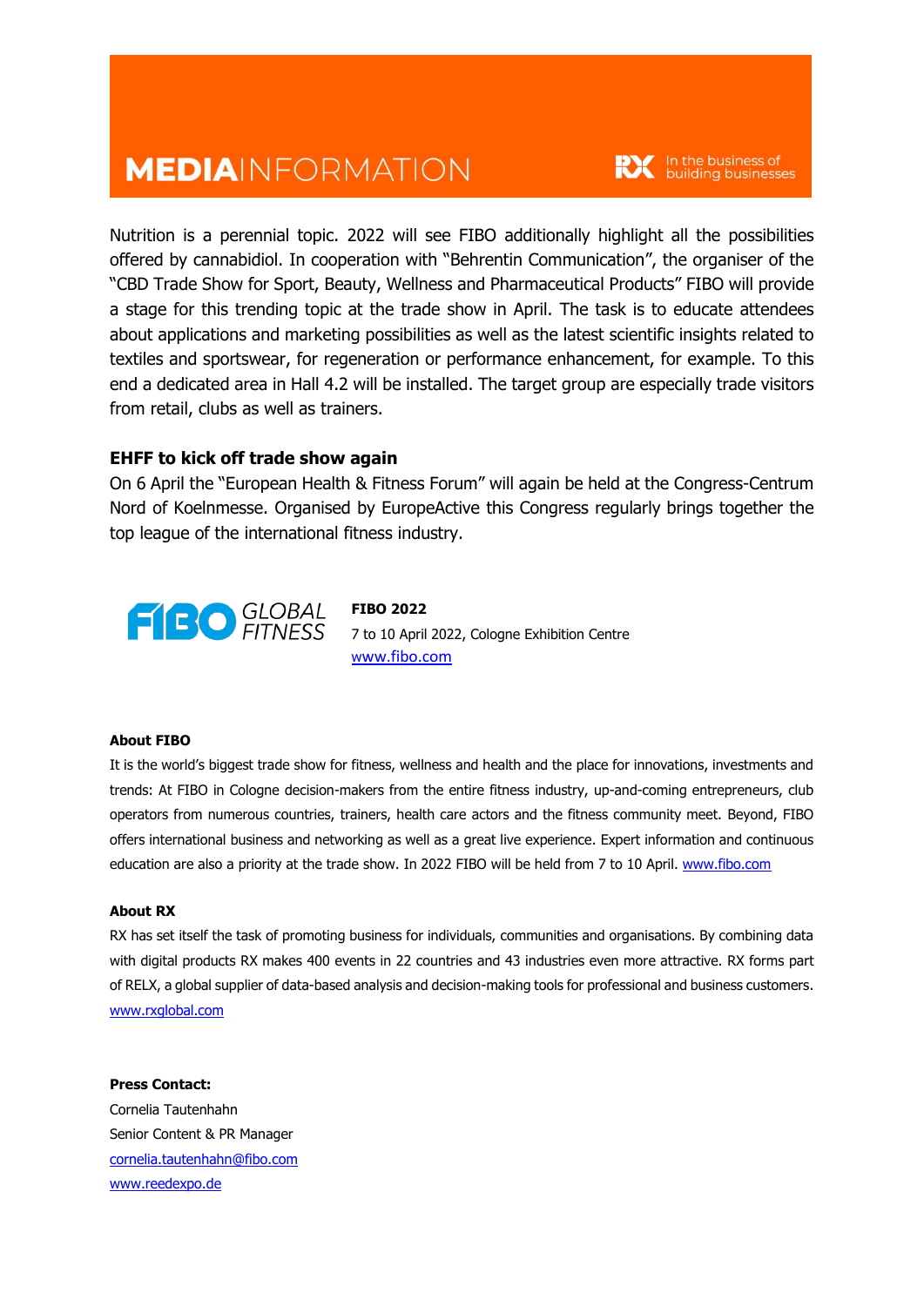Nutrition is a perennial topic. 2022 will see FIBO additionally highlight all the possibilities offered by cannabidiol. In cooperation with "Behrentin Communication", the organiser of the "CBD Trade Show for Sport, Beauty, Wellness and Pharmaceutical Products" FIBO will provide a stage for this trending topic at the trade show in April. The task is to educate attendees about applications and marketing possibilities as well as the latest scientific insights related to textiles and sportswear, for regeneration or performance enhancement, for example. To this end a dedicated area in Hall 4.2 will be installed. The target group are especially trade visitors from retail, clubs as well as trainers.

### EHFF to kick off trade show again

On 6 April the "European Health & Fitness Forum" will again be held at the Congress-Centrum Nord of Koelnmesse. Organised by EuropeActive this Congress regularly brings together the top league of the international fitness industry.

**FIBO 2022**
7 to 10 April 2022, Cologne Exhibition Centre
www.fibo.com

**About FIBO**

It is the world's biggest trade show for fitness, wellness and health and the place for innovations, investments and trends: At FIBO in Cologne decision-makers from the entire fitness industry, up-and-coming entrepreneurs, club operators from numerous countries, trainers, health care actors and the fitness community meet. Beyond, FIBO offers international business and networking as well as a great live experience. Expert information and continuous education are also a priority at the trade show. In 2022 FIBO will be held from 7 to 10 April. www.fibo.com

**About RX**

RX has set itself the task of promoting business for individuals, communities and organisations. By combining data with digital products RX makes 400 events in 22 countries and 43 industries even more attractive. RX forms part of RELX, a global supplier of data-based analysis and decision-making tools for professional and business customers. www.rxglobal.com

**Press Contact:**
Cornelia Tautenhahn
Senior Content & PR Manager
cornelia.tautenhahn@fibo.com
www.reedexpo.de